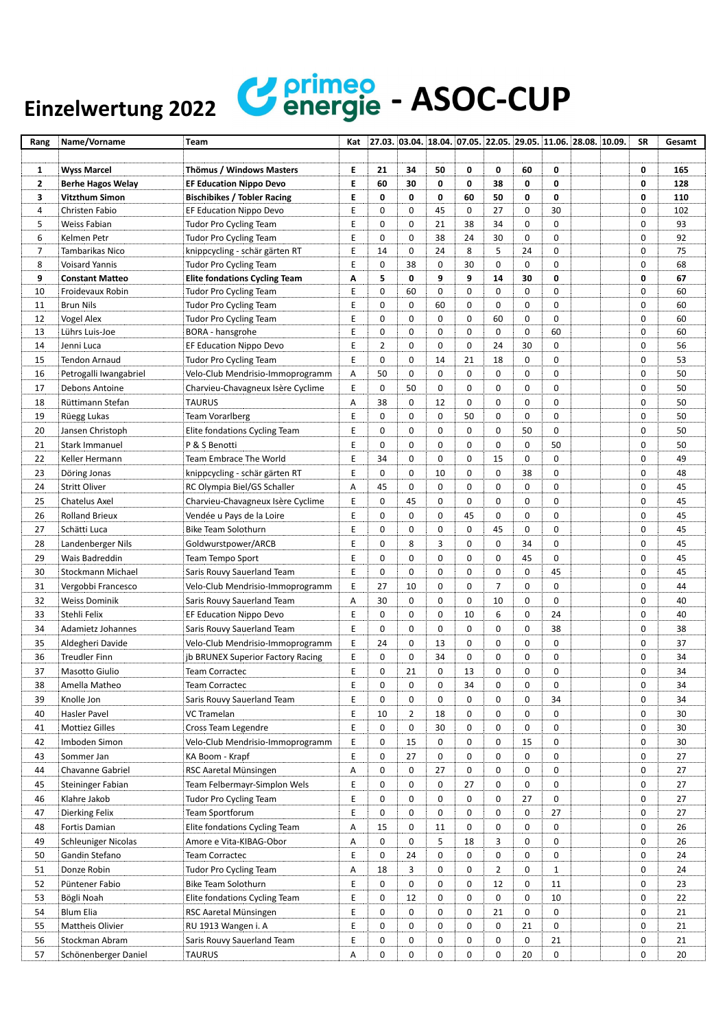# Einzelwertung 2022 primeo energie - ASOC-CUP

| Rang | Name/Vorname | Team | Kat | 27.03. | 03.04. | 18.04. | 07.05. | 22.05. | 29.05. | 11.06. | 28.08. | 10.09. | SR | Gesamt |
|---|---|---|---|---|---|---|---|---|---|---|---|---|---|---|
| **1** | **Wyss Marcel** | **Thömus / Windows Masters** | **E** | **21** | **34** | **50** | **0** | **0** | **60** | **0** | | | **0** | **165** |
| **2** | **Berhe Hagos Welay** | **EF Education Nippo Devo** | **E** | **60** | **30** | **0** | **0** | **38** | **0** | **0** | | | **0** | **128** |
| **3** | **Vitzthum Simon** | **Bischibikes / Tobler Racing** | **E** | **0** | **0** | **0** | **60** | **50** | **0** | **0** | | | **0** | **110** |
| 4 | Christen Fabio | EF Education Nippo Devo | E | 0 | 0 | 45 | 0 | 27 | 0 | 30 | | | 0 | 102 |
| 5 | Weiss Fabian | Tudor Pro Cycling Team | E | 0 | 0 | 21 | 38 | 34 | 0 | 0 | | | 0 | 93 |
| 6 | Kelmen Petr | Tudor Pro Cycling Team | E | 0 | 0 | 38 | 24 | 30 | 0 | 0 | | | 0 | 92 |
| 7 | Tambarikas Nico | knippcycling - schär gärten RT | E | 14 | 0 | 24 | 8 | 5 | 24 | 0 | | | 0 | 75 |
| 8 | Voisard Yannis | Tudor Pro Cycling Team | E | 0 | 38 | 0 | 30 | 0 | 0 | 0 | | | 0 | 68 |
| **9** | **Constant Matteo** | **Elite fondations Cycling Team** | **A** | **5** | **0** | **9** | **9** | **14** | **30** | **0** | | | **0** | **67** |
| 10 | Froidevaux Robin | Tudor Pro Cycling Team | E | 0 | 60 | 0 | 0 | 0 | 0 | 0 | | | 0 | 60 |
| 11 | Brun Nils | Tudor Pro Cycling Team | E | 0 | 0 | 60 | 0 | 0 | 0 | 0 | | | 0 | 60 |
| 12 | Vogel Alex | Tudor Pro Cycling Team | E | 0 | 0 | 0 | 0 | 60 | 0 | 0 | | | 0 | 60 |
| 13 | Lührs Luis-Joe | BORA - hansgrohe | E | 0 | 0 | 0 | 0 | 0 | 0 | 60 | | | 0 | 60 |
| 14 | Jenni Luca | EF Education Nippo Devo | E | 2 | 0 | 0 | 0 | 24 | 30 | 0 | | | 0 | 56 |
| 15 | Tendon Arnaud | Tudor Pro Cycling Team | E | 0 | 0 | 14 | 21 | 18 | 0 | 0 | | | 0 | 53 |
| 16 | Petrogalli Iwangabriel | Velo-Club Mendrisio-Immoprogramm | A | 50 | 0 | 0 | 0 | 0 | 0 | 0 | | | 0 | 50 |
| 17 | Debons Antoine | Charvieu-Chavagneux Isère Cyclime | E | 0 | 50 | 0 | 0 | 0 | 0 | 0 | | | 0 | 50 |
| 18 | Rüttimann Stefan | TAURUS | A | 38 | 0 | 12 | 0 | 0 | 0 | 0 | | | 0 | 50 |
| 19 | Rüegg Lukas | Team Vorarlberg | E | 0 | 0 | 0 | 50 | 0 | 0 | 0 | | | 0 | 50 |
| 20 | Jansen Christoph | Elite fondations Cycling Team | E | 0 | 0 | 0 | 0 | 0 | 50 | 0 | | | 0 | 50 |
| 21 | Stark Immanuel | P & S Benotti | E | 0 | 0 | 0 | 0 | 0 | 0 | 50 | | | 0 | 50 |
| 22 | Keller Hermann | Team Embrace The World | E | 34 | 0 | 0 | 0 | 15 | 0 | 0 | | | 0 | 49 |
| 23 | Döring Jonas | knippcycling - schär gärten RT | E | 0 | 0 | 10 | 0 | 0 | 38 | 0 | | | 0 | 48 |
| 24 | Stritt Oliver | RC Olympia Biel/GS Schaller | A | 45 | 0 | 0 | 0 | 0 | 0 | 0 | | | 0 | 45 |
| 25 | Chatelus Axel | Charvieu-Chavagneux Isère Cyclime | E | 0 | 45 | 0 | 0 | 0 | 0 | 0 | | | 0 | 45 |
| 26 | Rolland Brieux | Vendée u Pays de la Loire | E | 0 | 0 | 0 | 45 | 0 | 0 | 0 | | | 0 | 45 |
| 27 | Schätti Luca | Bike Team Solothurn | E | 0 | 0 | 0 | 0 | 45 | 0 | 0 | | | 0 | 45 |
| 28 | Landenberger Nils | Goldwurstpower/ARCB | E | 0 | 8 | 3 | 0 | 0 | 34 | 0 | | | 0 | 45 |
| 29 | Wais Badreddin | Team Tempo Sport | E | 0 | 0 | 0 | 0 | 0 | 45 | 0 | | | 0 | 45 |
| 30 | Stockmann Michael | Saris Rouvy Sauerland Team | E | 0 | 0 | 0 | 0 | 0 | 0 | 45 | | | 0 | 45 |
| 31 | Vergobbi Francesco | Velo-Club Mendrisio-Immoprogramm | E | 27 | 10 | 0 | 0 | 7 | 0 | 0 | | | 0 | 44 |
| 32 | Weiss Dominik | Saris Rouvy Sauerland Team | A | 30 | 0 | 0 | 0 | 10 | 0 | 0 | | | 0 | 40 |
| 33 | Stehli Felix | EF Education Nippo Devo | E | 0 | 0 | 0 | 10 | 6 | 0 | 24 | | | 0 | 40 |
| 34 | Adamietz Johannes | Saris Rouvy Sauerland Team | E | 0 | 0 | 0 | 0 | 0 | 0 | 38 | | | 0 | 38 |
| 35 | Aldegheri Davide | Velo-Club Mendrisio-Immoprogramm | E | 24 | 0 | 13 | 0 | 0 | 0 | 0 | | | 0 | 37 |
| 36 | Treudler Finn | jb BRUNEX Superior Factory Racing | E | 0 | 0 | 34 | 0 | 0 | 0 | 0 | | | 0 | 34 |
| 37 | Masotto Giulio | Team Corractec | E | 0 | 21 | 0 | 13 | 0 | 0 | 0 | | | 0 | 34 |
| 38 | Amella Matheo | Team Corractec | E | 0 | 0 | 0 | 34 | 0 | 0 | 0 | | | 0 | 34 |
| 39 | Knolle Jon | Saris Rouvy Sauerland Team | E | 0 | 0 | 0 | 0 | 0 | 0 | 34 | | | 0 | 34 |
| 40 | Hasler Pavel | VC Tramelan | E | 10 | 2 | 18 | 0 | 0 | 0 | 0 | | | 0 | 30 |
| 41 | Mottiez Gilles | Cross Team Legendre | E | 0 | 0 | 30 | 0 | 0 | 0 | 0 | | | 0 | 30 |
| 42 | Imboden Simon | Velo-Club Mendrisio-Immoprogramm | E | 0 | 15 | 0 | 0 | 0 | 15 | 0 | | | 0 | 30 |
| 43 | Sommer Jan | KA Boom - Krapf | E | 0 | 27 | 0 | 0 | 0 | 0 | 0 | | | 0 | 27 |
| 44 | Chavanne Gabriel | RSC Aaretal Münsingen | A | 0 | 0 | 27 | 0 | 0 | 0 | 0 | | | 0 | 27 |
| 45 | Steininger Fabian | Team Felbermayr-Simplon Wels | E | 0 | 0 | 0 | 27 | 0 | 0 | 0 | | | 0 | 27 |
| 46 | Klahre Jakob | Tudor Pro Cycling Team | E | 0 | 0 | 0 | 0 | 0 | 27 | 0 | | | 0 | 27 |
| 47 | Dierking Felix | Team Sportforum | E | 0 | 0 | 0 | 0 | 0 | 0 | 27 | | | 0 | 27 |
| 48 | Fortis Damian | Elite fondations Cycling Team | A | 15 | 0 | 11 | 0 | 0 | 0 | 0 | | | 0 | 26 |
| 49 | Schleuniger Nicolas | Amore e Vita-KIBAG-Obor | A | 0 | 0 | 5 | 18 | 3 | 0 | 0 | | | 0 | 26 |
| 50 | Gandin Stefano | Team Corractec | E | 0 | 24 | 0 | 0 | 0 | 0 | 0 | | | 0 | 24 |
| 51 | Donze Robin | Tudor Pro Cycling Team | A | 18 | 3 | 0 | 0 | 2 | 0 | 1 | | | 0 | 24 |
| 52 | Püntener Fabio | Bike Team Solothurn | E | 0 | 0 | 0 | 0 | 12 | 0 | 11 | | | 0 | 23 |
| 53 | Bögli Noah | Elite fondations Cycling Team | E | 0 | 12 | 0 | 0 | 0 | 0 | 10 | | | 0 | 22 |
| 54 | Blum Elia | RSC Aaretal Münsingen | E | 0 | 0 | 0 | 0 | 21 | 0 | 0 | | | 0 | 21 |
| 55 | Mattheis Olivier | RU 1913 Wangen i. A | E | 0 | 0 | 0 | 0 | 0 | 21 | 0 | | | 0 | 21 |
| 56 | Stockman Abram | Saris Rouvy Sauerland Team | E | 0 | 0 | 0 | 0 | 0 | 0 | 21 | | | 0 | 21 |
| 57 | Schönenberger Daniel | TAURUS | A | 0 | 0 | 0 | 0 | 0 | 20 | 0 | | | 0 | 20 |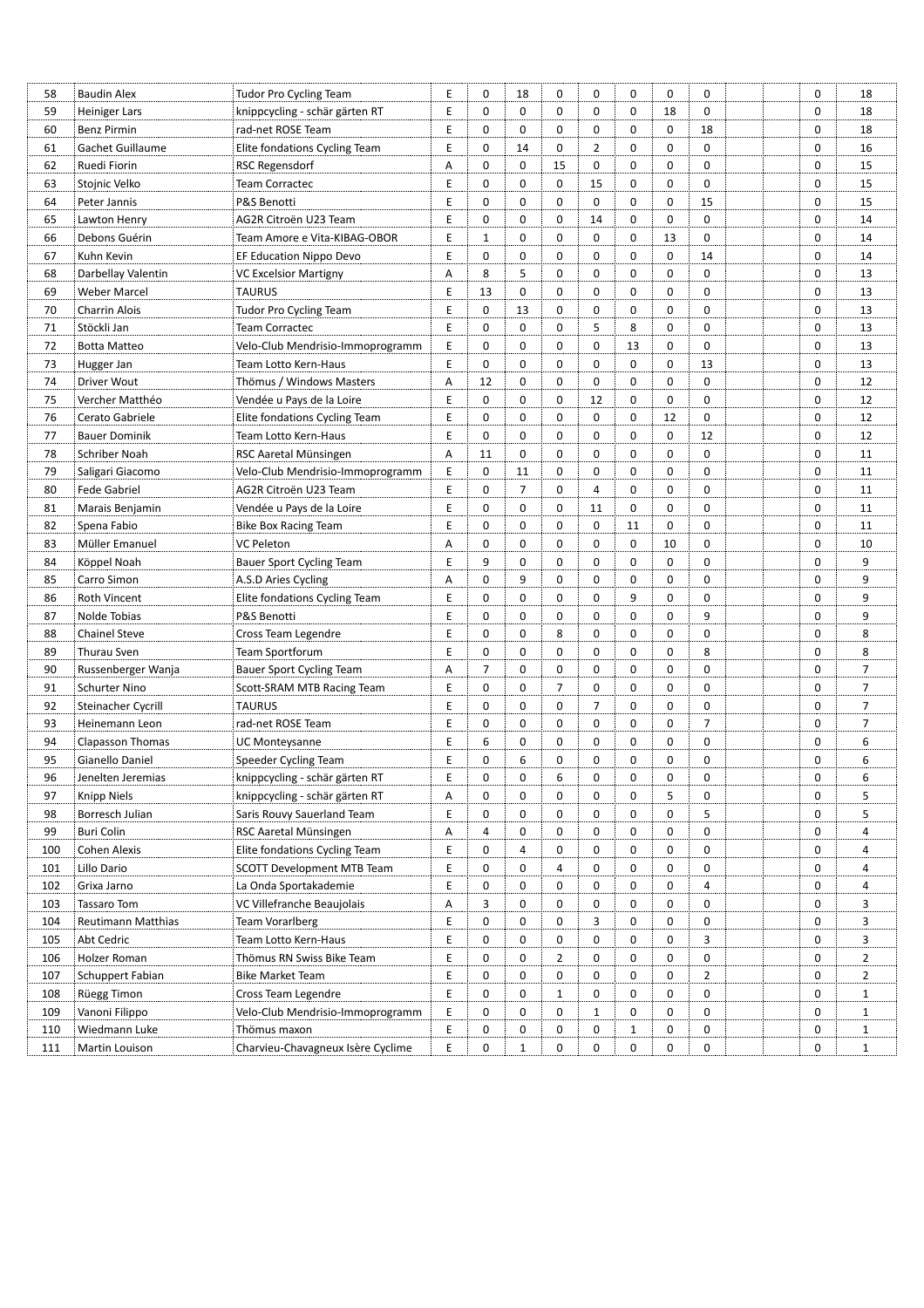| | | | | | | | | | | | | | | |
|---|---|---|---|---|---|---|---|---|---|---|---|---|---|---|
| 58 | Baudin Alex | Tudor Pro Cycling Team | E | 0 | 18 | 0 | 0 | 0 | 0 | 0 | | | 0 | 18 |
| 59 | Heiniger Lars | knippcycling - schär gärten RT | E | 0 | 0 | 0 | 0 | 0 | 18 | 0 | | | 0 | 18 |
| 60 | Benz Pirmin | rad-net ROSE Team | E | 0 | 0 | 0 | 0 | 0 | 0 | 18 | | | 0 | 18 |
| 61 | Gachet Guillaume | Elite fondations Cycling Team | E | 0 | 14 | 0 | 2 | 0 | 0 | 0 | | | 0 | 16 |
| 62 | Ruedi Fiorin | RSC Regensdorf | A | 0 | 0 | 15 | 0 | 0 | 0 | 0 | | | 0 | 15 |
| 63 | Stojnic Velko | Team Corractec | E | 0 | 0 | 0 | 15 | 0 | 0 | 0 | | | 0 | 15 |
| 64 | Peter Jannis | P&S Benotti | E | 0 | 0 | 0 | 0 | 0 | 0 | 15 | | | 0 | 15 |
| 65 | Lawton Henry | AG2R Citroën U23 Team | E | 0 | 0 | 0 | 14 | 0 | 0 | 0 | | | 0 | 14 |
| 66 | Debons Guérin | Team Amore e Vita-KIBAG-OBOR | E | 1 | 0 | 0 | 0 | 0 | 13 | 0 | | | 0 | 14 |
| 67 | Kuhn Kevin | EF Education Nippo Devo | E | 0 | 0 | 0 | 0 | 0 | 0 | 14 | | | 0 | 14 |
| 68 | Darbellay Valentin | VC Excelsior Martigny | A | 8 | 5 | 0 | 0 | 0 | 0 | 0 | | | 0 | 13 |
| 69 | Weber Marcel | TAURUS | E | 13 | 0 | 0 | 0 | 0 | 0 | 0 | | | 0 | 13 |
| 70 | Charrin Alois | Tudor Pro Cycling Team | E | 0 | 13 | 0 | 0 | 0 | 0 | 0 | | | 0 | 13 |
| 71 | Stöckli Jan | Team Corractec | E | 0 | 0 | 0 | 5 | 8 | 0 | 0 | | | 0 | 13 |
| 72 | Botta Matteo | Velo-Club Mendrisio-Immoprogramm | E | 0 | 0 | 0 | 0 | 13 | 0 | 0 | | | 0 | 13 |
| 73 | Hugger Jan | Team Lotto Kern-Haus | E | 0 | 0 | 0 | 0 | 0 | 0 | 13 | | | 0 | 13 |
| 74 | Driver Wout | Thömus / Windows Masters | A | 12 | 0 | 0 | 0 | 0 | 0 | 0 | | | 0 | 12 |
| 75 | Vercher Matthéo | Vendée u Pays de la Loire | E | 0 | 0 | 0 | 12 | 0 | 0 | 0 | | | 0 | 12 |
| 76 | Cerato Gabriele | Elite fondations Cycling Team | E | 0 | 0 | 0 | 0 | 0 | 12 | 0 | | | 0 | 12 |
| 77 | Bauer Dominik | Team Lotto Kern-Haus | E | 0 | 0 | 0 | 0 | 0 | 0 | 12 | | | 0 | 12 |
| 78 | Schriber Noah | RSC Aaretal Münsingen | A | 11 | 0 | 0 | 0 | 0 | 0 | 0 | | | 0 | 11 |
| 79 | Saligari Giacomo | Velo-Club Mendrisio-Immoprogramm | E | 0 | 11 | 0 | 0 | 0 | 0 | 0 | | | 0 | 11 |
| 80 | Fede Gabriel | AG2R Citroën U23 Team | E | 0 | 7 | 0 | 4 | 0 | 0 | 0 | | | 0 | 11 |
| 81 | Marais Benjamin | Vendée u Pays de la Loire | E | 0 | 0 | 0 | 11 | 0 | 0 | 0 | | | 0 | 11 |
| 82 | Spena Fabio | Bike Box Racing Team | E | 0 | 0 | 0 | 0 | 11 | 0 | 0 | | | 0 | 11 |
| 83 | Müller Emanuel | VC Peleton | A | 0 | 0 | 0 | 0 | 0 | 10 | 0 | | | 0 | 10 |
| 84 | Köppel Noah | Bauer Sport Cycling Team | E | 9 | 0 | 0 | 0 | 0 | 0 | 0 | | | 0 | 9 |
| 85 | Carro Simon | A.S.D Aries Cycling | A | 0 | 9 | 0 | 0 | 0 | 0 | 0 | | | 0 | 9 |
| 86 | Roth Vincent | Elite fondations Cycling Team | E | 0 | 0 | 0 | 0 | 9 | 0 | 0 | | | 0 | 9 |
| 87 | Nolde Tobias | P&S Benotti | E | 0 | 0 | 0 | 0 | 0 | 0 | 9 | | | 0 | 9 |
| 88 | Chainel Steve | Cross Team Legendre | E | 0 | 0 | 8 | 0 | 0 | 0 | 0 | | | 0 | 8 |
| 89 | Thurau Sven | Team Sportforum | E | 0 | 0 | 0 | 0 | 0 | 0 | 8 | | | 0 | 8 |
| 90 | Russenberger Wanja | Bauer Sport Cycling Team | A | 7 | 0 | 0 | 0 | 0 | 0 | 0 | | | 0 | 7 |
| 91 | Schurter Nino | Scott-SRAM MTB Racing Team | E | 0 | 0 | 7 | 0 | 0 | 0 | 0 | | | 0 | 7 |
| 92 | Steinacher Cycrill | TAURUS | E | 0 | 0 | 0 | 7 | 0 | 0 | 0 | | | 0 | 7 |
| 93 | Heinemann Leon | rad-net ROSE Team | E | 0 | 0 | 0 | 0 | 0 | 0 | 7 | | | 0 | 7 |
| 94 | Clapasson Thomas | UC Monteysanne | E | 6 | 0 | 0 | 0 | 0 | 0 | 0 | | | 0 | 6 |
| 95 | Gianello Daniel | Speeder Cycling Team | E | 0 | 6 | 0 | 0 | 0 | 0 | 0 | | | 0 | 6 |
| 96 | Jenelten Jeremias | knippcycling - schär gärten RT | E | 0 | 0 | 6 | 0 | 0 | 0 | 0 | | | 0 | 6 |
| 97 | Knipp Niels | knippcycling - schär gärten RT | A | 0 | 0 | 0 | 0 | 0 | 5 | 0 | | | 0 | 5 |
| 98 | Borresch Julian | Saris Rouvy Sauerland Team | E | 0 | 0 | 0 | 0 | 0 | 0 | 5 | | | 0 | 5 |
| 99 | Buri Colin | RSC Aaretal Münsingen | A | 4 | 0 | 0 | 0 | 0 | 0 | 0 | | | 0 | 4 |
| 100 | Cohen Alexis | Elite fondations Cycling Team | E | 0 | 4 | 0 | 0 | 0 | 0 | 0 | | | 0 | 4 |
| 101 | Lillo Dario | SCOTT Development MTB Team | E | 0 | 0 | 4 | 0 | 0 | 0 | 0 | | | 0 | 4 |
| 102 | Grixa Jarno | La Onda Sportakademie | E | 0 | 0 | 0 | 0 | 0 | 0 | 4 | | | 0 | 4 |
| 103 | Tassaro Tom | VC Villefranche Beaujolais | A | 3 | 0 | 0 | 0 | 0 | 0 | 0 | | | 0 | 3 |
| 104 | Reutimann Matthias | Team Vorarlberg | E | 0 | 0 | 0 | 3 | 0 | 0 | 0 | | | 0 | 3 |
| 105 | Abt Cedric | Team Lotto Kern-Haus | E | 0 | 0 | 0 | 0 | 0 | 0 | 3 | | | 0 | 3 |
| 106 | Holzer Roman | Thömus RN Swiss Bike Team | E | 0 | 0 | 2 | 0 | 0 | 0 | 0 | | | 0 | 2 |
| 107 | Schuppert Fabian | Bike Market Team | E | 0 | 0 | 0 | 0 | 0 | 0 | 2 | | | 0 | 2 |
| 108 | Rüegg Timon | Cross Team Legendre | E | 0 | 0 | 1 | 0 | 0 | 0 | 0 | | | 0 | 1 |
| 109 | Vanoni Filippo | Velo-Club Mendrisio-Immoprogramm | E | 0 | 0 | 0 | 1 | 0 | 0 | 0 | | | 0 | 1 |
| 110 | Wiedmann Luke | Thömus maxon | E | 0 | 0 | 0 | 0 | 1 | 0 | 0 | | | 0 | 1 |
| 111 | Martin Louison | Charvieu-Chavagneux Isère Cyclime | E | 0 | 1 | 0 | 0 | 0 | 0 | 0 | | | 0 | 1 |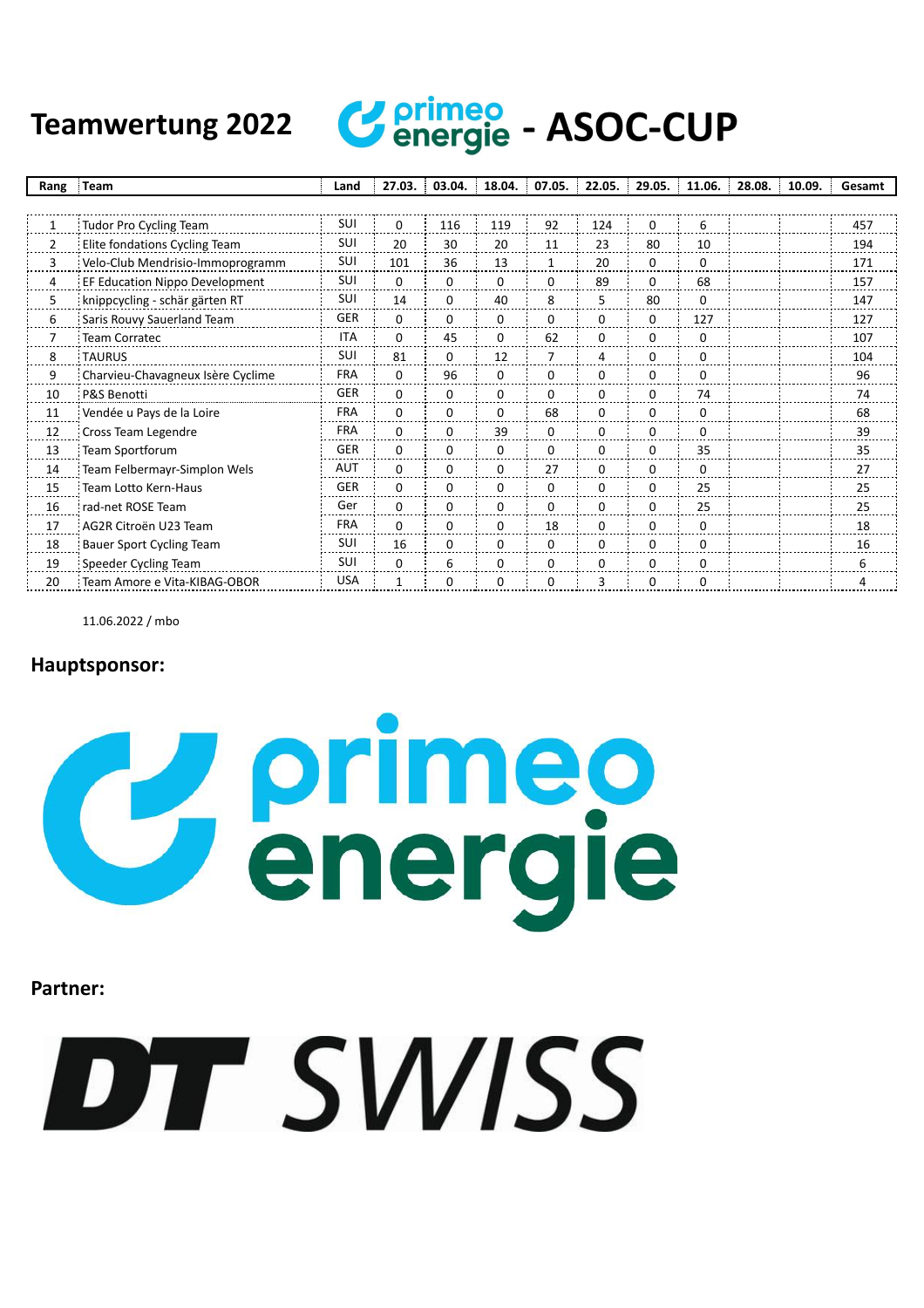# Teamwertung 2022 primeo energie - ASOC-CUP

| Rang | Team | Land | 27.03. | 03.04. | 18.04. | 07.05. | 22.05. | 29.05. | 11.06. | 28.08. | 10.09. | Gesamt |
|---|---|---|---|---|---|---|---|---|---|---|---|---|
| 1 | Tudor Pro Cycling Team | SUI | 0 | 116 | 119 | 92 | 124 | 0 | 6 | | | 457 |
| 2 | Elite fondations Cycling Team | SUI | 20 | 30 | 20 | 11 | 23 | 80 | 10 | | | 194 |
| 3 | Velo-Club Mendrisio-Immoprogramm | SUI | 101 | 36 | 13 | 1 | 20 | 0 | 0 | | | 171 |
| 4 | EF Education Nippo Development | SUI | 0 | 0 | 0 | 0 | 89 | 0 | 68 | | | 157 |
| 5 | knippcycling - schär gärten RT | SUI | 14 | 0 | 40 | 8 | 5 | 80 | 0 | | | 147 |
| 6 | Saris Rouvy Sauerland Team | GER | 0 | 0 | 0 | 0 | 0 | 0 | 127 | | | 127 |
| 7 | Team Corratec | ITA | 0 | 45 | 0 | 62 | 0 | 0 | 0 | | | 107 |
| 8 | TAURUS | SUI | 81 | 0 | 12 | 7 | 4 | 0 | 0 | | | 104 |
| 9 | Charvieu-Chavagneux Isère Cyclime | FRA | 0 | 96 | 0 | 0 | 0 | 0 | 0 | | | 96 |
| 10 | P&S Benotti | GER | 0 | 0 | 0 | 0 | 0 | 0 | 74 | | | 74 |
| 11 | Vendée u Pays de la Loire | FRA | 0 | 0 | 0 | 68 | 0 | 0 | 0 | | | 68 |
| 12 | Cross Team Legendre | FRA | 0 | 0 | 39 | 0 | 0 | 0 | 0 | | | 39 |
| 13 | Team Sportforum | GER | 0 | 0 | 0 | 0 | 0 | 0 | 35 | | | 35 |
| 14 | Team Felbermayr-Simplon Wels | AUT | 0 | 0 | 0 | 27 | 0 | 0 | 0 | | | 27 |
| 15 | Team Lotto Kern-Haus | GER | 0 | 0 | 0 | 0 | 0 | 0 | 25 | | | 25 |
| 16 | rad-net ROSE Team | Ger | 0 | 0 | 0 | 0 | 0 | 0 | 25 | | | 25 |
| 17 | AG2R Citroën U23 Team | FRA | 0 | 0 | 0 | 18 | 0 | 0 | 0 | | | 18 |
| 18 | Bauer Sport Cycling Team | SUI | 16 | 0 | 0 | 0 | 0 | 0 | 0 | | | 16 |
| 19 | Speeder Cycling Team | SUI | 0 | 6 | 0 | 0 | 0 | 0 | 0 | | | 6 |
| 20 | Team Amore e Vita-KIBAG-OBOR | USA | 1 | 0 | 0 | 0 | 3 | 0 | 0 | | | 4 |

11.06.2022 / mbo

## Hauptsponsor:

primeo energie

## Partner:

DT SWISS